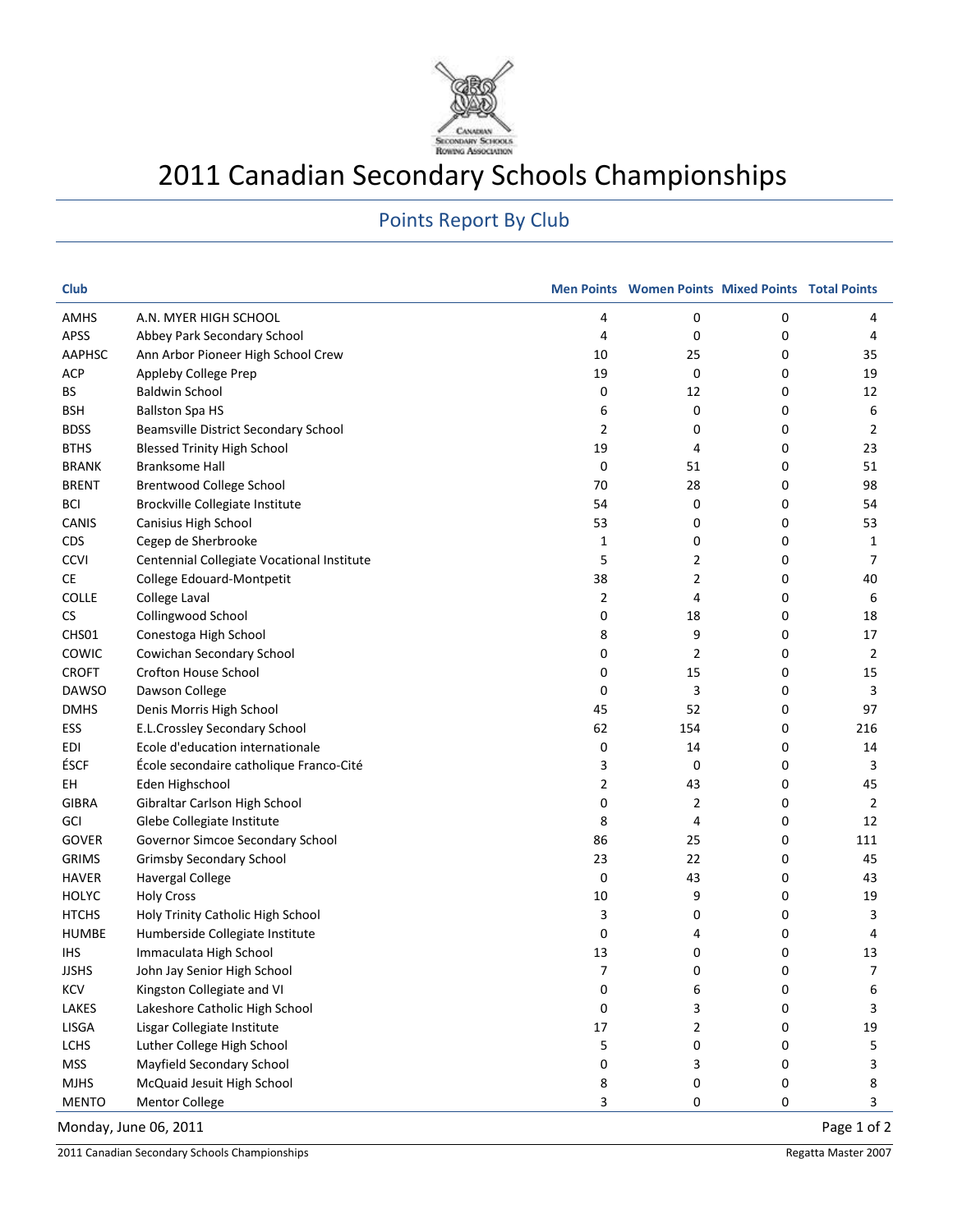# 2011 Canadian Secondary Schools Championships

## Points Report By Club

| Club | | Men Points | Women Points | Mixed Points | Total Points |
|---|---|---|---|---|---|
| AMHS | A.N. MYER HIGH SCHOOL | 4 | 0 | 0 | 4 |
| APSS | Abbey Park Secondary School | 4 | 0 | 0 | 4 |
| AAPHSC | Ann Arbor Pioneer High School Crew | 10 | 25 | 0 | 35 |
| ACP | Appleby College Prep | 19 | 0 | 0 | 19 |
| BS | Baldwin School | 0 | 12 | 0 | 12 |
| BSH | Ballston Spa HS | 6 | 0 | 0 | 6 |
| BDSS | Beamsville District Secondary School | 2 | 0 | 0 | 2 |
| BTHS | Blessed Trinity High School | 19 | 4 | 0 | 23 |
| BRANK | Branksome Hall | 0 | 51 | 0 | 51 |
| BRENT | Brentwood College School | 70 | 28 | 0 | 98 |
| BCI | Brockville Collegiate Institute | 54 | 0 | 0 | 54 |
| CANIS | Canisius High School | 53 | 0 | 0 | 53 |
| CDS | Cegep de Sherbrooke | 1 | 0 | 0 | 1 |
| CCVI | Centennial Collegiate Vocational Institute | 5 | 2 | 0 | 7 |
| CE | College Edouard-Montpetit | 38 | 2 | 0 | 40 |
| COLLE | College Laval | 2 | 4 | 0 | 6 |
| CS | Collingwood School | 0 | 18 | 0 | 18 |
| CHS01 | Conestoga High School | 8 | 9 | 0 | 17 |
| COWIC | Cowichan Secondary School | 0 | 2 | 0 | 2 |
| CROFT | Crofton House School | 0 | 15 | 0 | 15 |
| DAWSO | Dawson College | 0 | 3 | 0 | 3 |
| DMHS | Denis Morris High School | 45 | 52 | 0 | 97 |
| ESS | E.L.Crossley Secondary School | 62 | 154 | 0 | 216 |
| EDI | Ecole d'education internationale | 0 | 14 | 0 | 14 |
| ÉSCF | École secondaire catholique Franco-Cité | 3 | 0 | 0 | 3 |
| EH | Eden Highschool | 2 | 43 | 0 | 45 |
| GIBRA | Gibraltar Carlson High School | 0 | 2 | 0 | 2 |
| GCI | Glebe Collegiate Institute | 8 | 4 | 0 | 12 |
| GOVER | Governor Simcoe Secondary School | 86 | 25 | 0 | 111 |
| GRIMS | Grimsby Secondary School | 23 | 22 | 0 | 45 |
| HAVER | Havergal College | 0 | 43 | 0 | 43 |
| HOLYC | Holy Cross | 10 | 9 | 0 | 19 |
| HTCHS | Holy Trinity Catholic High School | 3 | 0 | 0 | 3 |
| HUMBE | Humberside Collegiate Institute | 0 | 4 | 0 | 4 |
| IHS | Immaculata High School | 13 | 0 | 0 | 13 |
| JJSHS | John Jay Senior High School | 7 | 0 | 0 | 7 |
| KCV | Kingston Collegiate and VI | 0 | 6 | 0 | 6 |
| LAKES | Lakeshore Catholic High School | 0 | 3 | 0 | 3 |
| LISGA | Lisgar Collegiate Institute | 17 | 2 | 0 | 19 |
| LCHS | Luther College High School | 5 | 0 | 0 | 5 |
| MSS | Mayfield Secondary School | 0 | 3 | 0 | 3 |
| MJHS | McQuaid Jesuit High School | 8 | 0 | 0 | 8 |
| MENTO | Mentor College | 3 | 0 | 0 | 3 |

Monday, June 06, 2011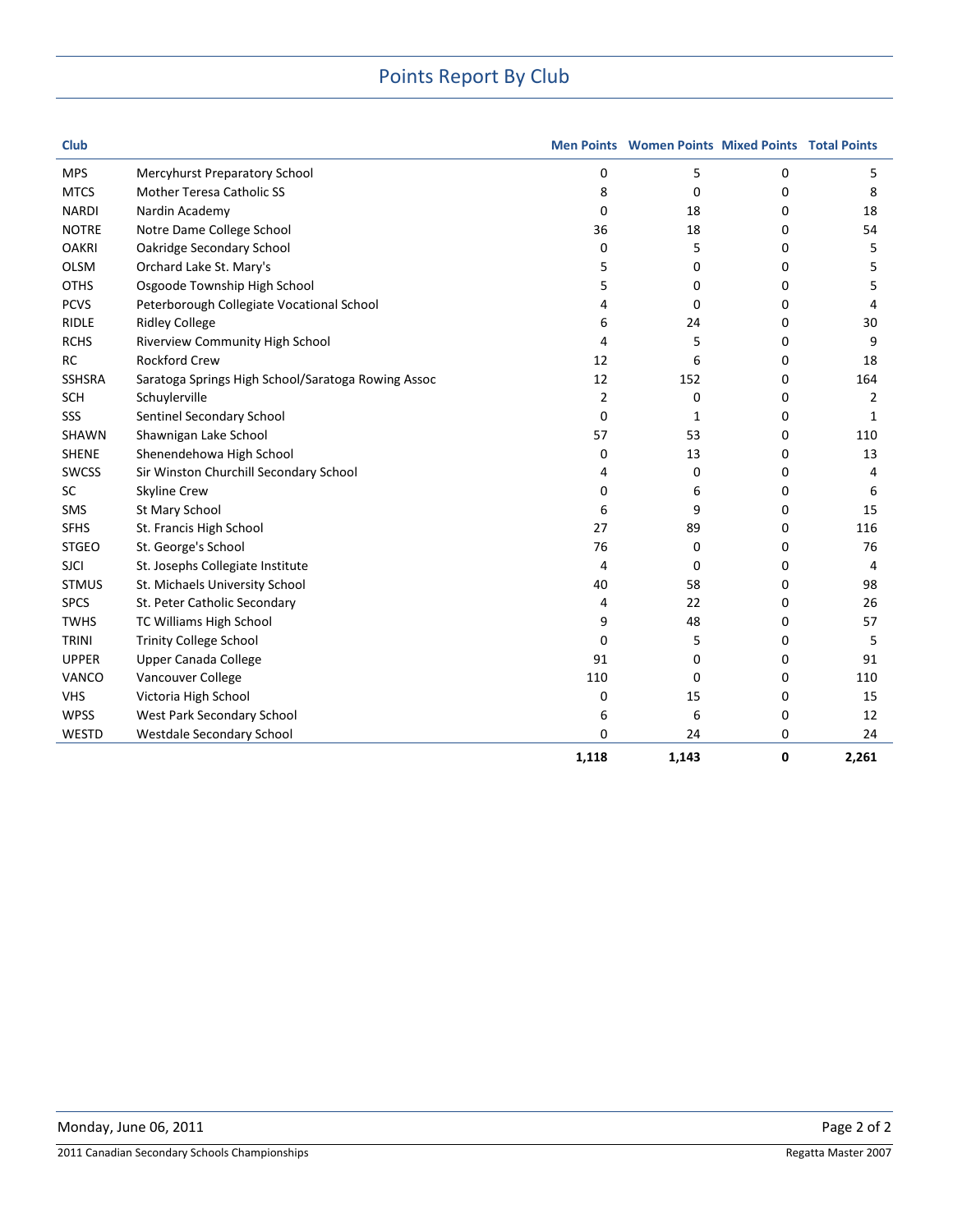## Points Report By Club

| Club | | Men Points | Women Points | Mixed Points | Total Points |
|---|---|---|---|---|---|
| MPS | Mercyhurst Preparatory School | 0 | 5 | 0 | 5 |
| MTCS | Mother Teresa Catholic SS | 8 | 0 | 0 | 8 |
| NARDI | Nardin Academy | 0 | 18 | 0 | 18 |
| NOTRE | Notre Dame College School | 36 | 18 | 0 | 54 |
| OAKRI | Oakridge Secondary School | 0 | 5 | 0 | 5 |
| OLSM | Orchard Lake St. Mary's | 5 | 0 | 0 | 5 |
| OTHS | Osgoode Township High School | 5 | 0 | 0 | 5 |
| PCVS | Peterborough Collegiate Vocational School | 4 | 0 | 0 | 4 |
| RIDLE | Ridley College | 6 | 24 | 0 | 30 |
| RCHS | Riverview Community High School | 4 | 5 | 0 | 9 |
| RC | Rockford Crew | 12 | 6 | 0 | 18 |
| SSHSRA | Saratoga Springs High School/Saratoga Rowing Assoc | 12 | 152 | 0 | 164 |
| SCH | Schuylerville | 2 | 0 | 0 | 2 |
| SSS | Sentinel Secondary School | 0 | 1 | 0 | 1 |
| SHAWN | Shawnigan Lake School | 57 | 53 | 0 | 110 |
| SHENE | Shenendehowa High School | 0 | 13 | 0 | 13 |
| SWCSS | Sir Winston Churchill Secondary School | 4 | 0 | 0 | 4 |
| SC | Skyline Crew | 0 | 6 | 0 | 6 |
| SMS | St Mary School | 6 | 9 | 0 | 15 |
| SFHS | St. Francis High School | 27 | 89 | 0 | 116 |
| STGEO | St. George's School | 76 | 0 | 0 | 76 |
| SJCI | St. Josephs Collegiate Institute | 4 | 0 | 0 | 4 |
| STMUS | St. Michaels University School | 40 | 58 | 0 | 98 |
| SPCS | St. Peter Catholic Secondary | 4 | 22 | 0 | 26 |
| TWHS | TC Williams High School | 9 | 48 | 0 | 57 |
| TRINI | Trinity College School | 0 | 5 | 0 | 5 |
| UPPER | Upper Canada College | 91 | 0 | 0 | 91 |
| VANCO | Vancouver College | 110 | 0 | 0 | 110 |
| VHS | Victoria High School | 0 | 15 | 0 | 15 |
| WPSS | West Park Secondary School | 6 | 6 | 0 | 12 |
| WESTD | Westdale Secondary School | 0 | 24 | 0 | 24 |
| | | **1,118** | **1,143** | **0** | **2,261** |

Monday, June 06, 2011

2011 Canadian Secondary Schools Championships

Regatta Master 2007